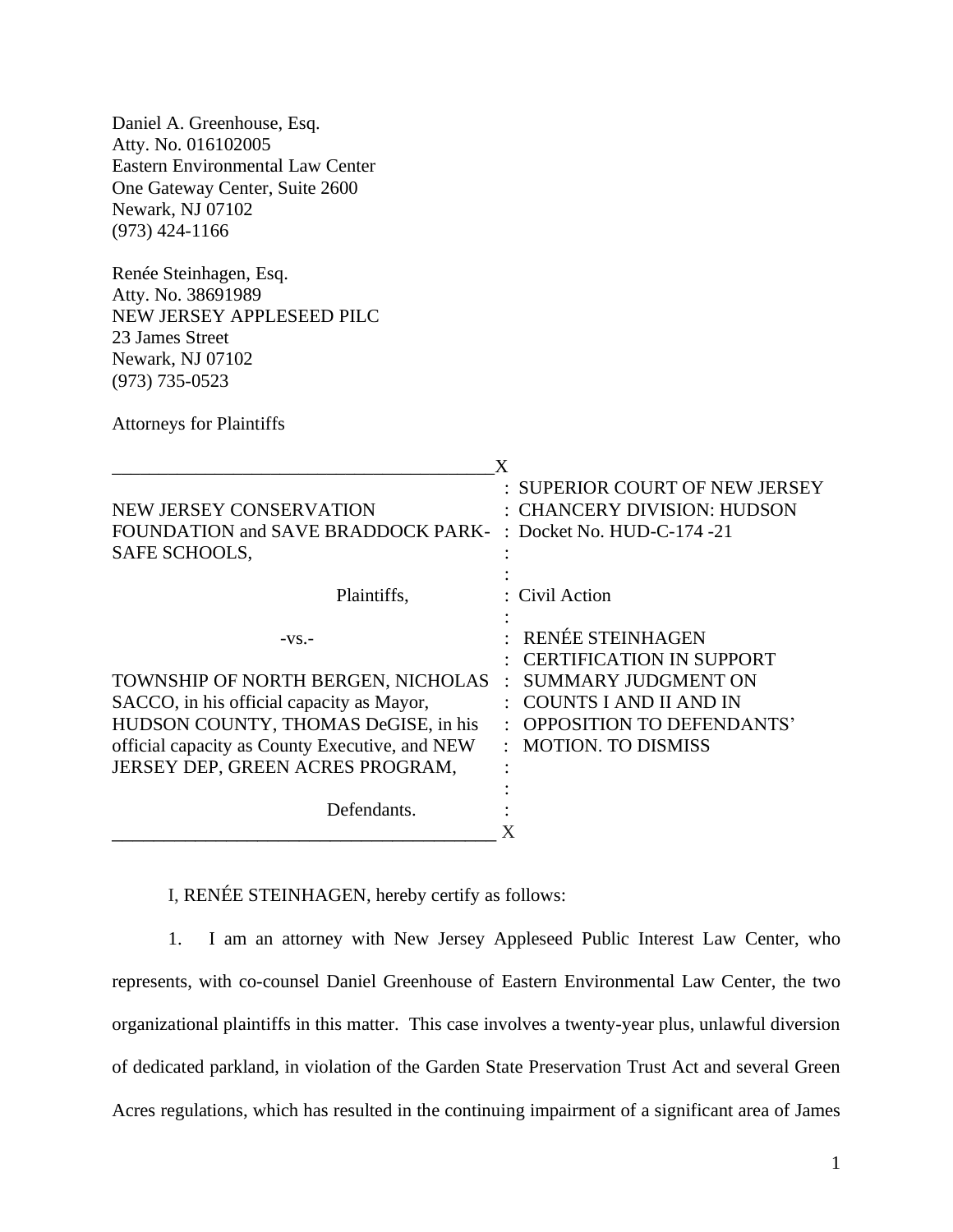Daniel A. Greenhouse, Esq.
Atty. No. 016102005
Eastern Environmental Law Center
One Gateway Center, Suite 2600
Newark, NJ 07102
(973) 424-1166

Renée Steinhagen, Esq.
Atty. No. 38691989
NEW JERSEY APPLESEED PILC
23 James Street
Newark, NJ 07102
(973) 735-0523

Attorneys for Plaintiffs

| | |
|---|---|
| NEW JERSEY CONSERVATION FOUNDATION and SAVE BRADDOCK PARK-SAFE SCHOOLS, | SUPERIOR COURT OF NEW JERSEY CHANCERY DIVISION: HUDSON Docket No. HUD-C-174 -21 |
| Plaintiffs, | Civil Action |
| -vs.- | |
| TOWNSHIP OF NORTH BERGEN, NICHOLAS SACCO, in his official capacity as Mayor, HUDSON COUNTY, THOMAS DeGISE, in his official capacity as County Executive, and NEW JERSEY DEP, GREEN ACRES PROGRAM, | RENÉE STEINHAGEN CERTIFICATION IN SUPPORT SUMMARY JUDGMENT ON COUNTS I AND II AND IN OPPOSITION TO DEFENDANTS' MOTION. TO DISMISS |
| Defendants. | |

I, RENÉE STEINHAGEN, hereby certify as follows:

1. I am an attorney with New Jersey Appleseed Public Interest Law Center, who represents, with co-counsel Daniel Greenhouse of Eastern Environmental Law Center, the two organizational plaintiffs in this matter. This case involves a twenty-year plus, unlawful diversion of dedicated parkland, in violation of the Garden State Preservation Trust Act and several Green Acres regulations, which has resulted in the continuing impairment of a significant area of James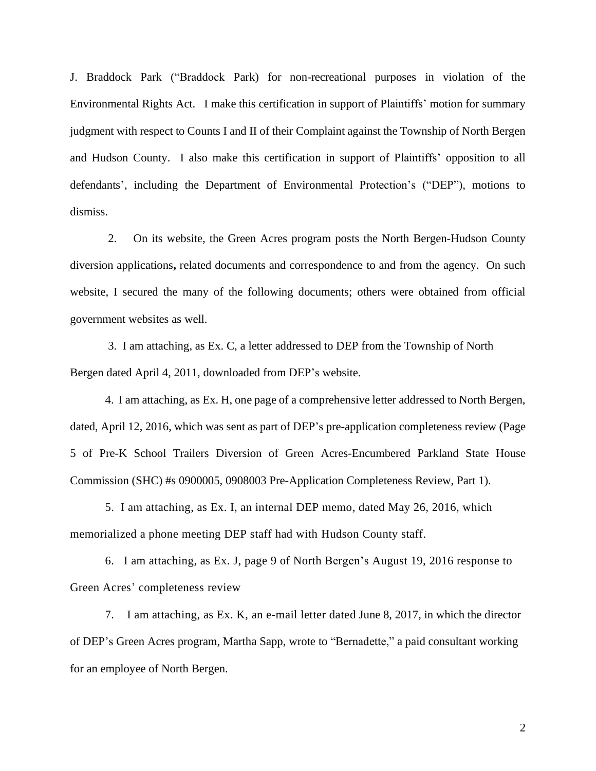J. Braddock Park ("Braddock Park) for non-recreational purposes in violation of the Environmental Rights Act. I make this certification in support of Plaintiffs' motion for summary judgment with respect to Counts I and II of their Complaint against the Township of North Bergen and Hudson County. I also make this certification in support of Plaintiffs' opposition to all defendants', including the Department of Environmental Protection's ("DEP"), motions to dismiss.

2. On its website, the Green Acres program posts the North Bergen-Hudson County diversion applications**,** related documents and correspondence to and from the agency. On such website, I secured the many of the following documents; others were obtained from official government websites as well.

3. I am attaching, as Ex. C, a letter addressed to DEP from the Township of North Bergen dated April 4, 2011, downloaded from DEP's website.

4. I am attaching, as Ex. H, one page of a comprehensive letter addressed to North Bergen, dated, April 12, 2016, which was sent as part of DEP's pre-application completeness review (Page 5 of Pre-K School Trailers Diversion of Green Acres-Encumbered Parkland State House Commission (SHC) #s 0900005, 0908003 Pre-Application Completeness Review, Part 1).

5. I am attaching, as Ex. I, an internal DEP memo, dated May 26, 2016, which memorialized a phone meeting DEP staff had with Hudson County staff.

6. I am attaching, as Ex. J, page 9 of North Bergen's August 19, 2016 response to Green Acres' completeness review

7. I am attaching, as Ex. K, an e-mail letter dated June 8, 2017, in which the director of DEP's Green Acres program, Martha Sapp, wrote to "Bernadette," a paid consultant working for an employee of North Bergen.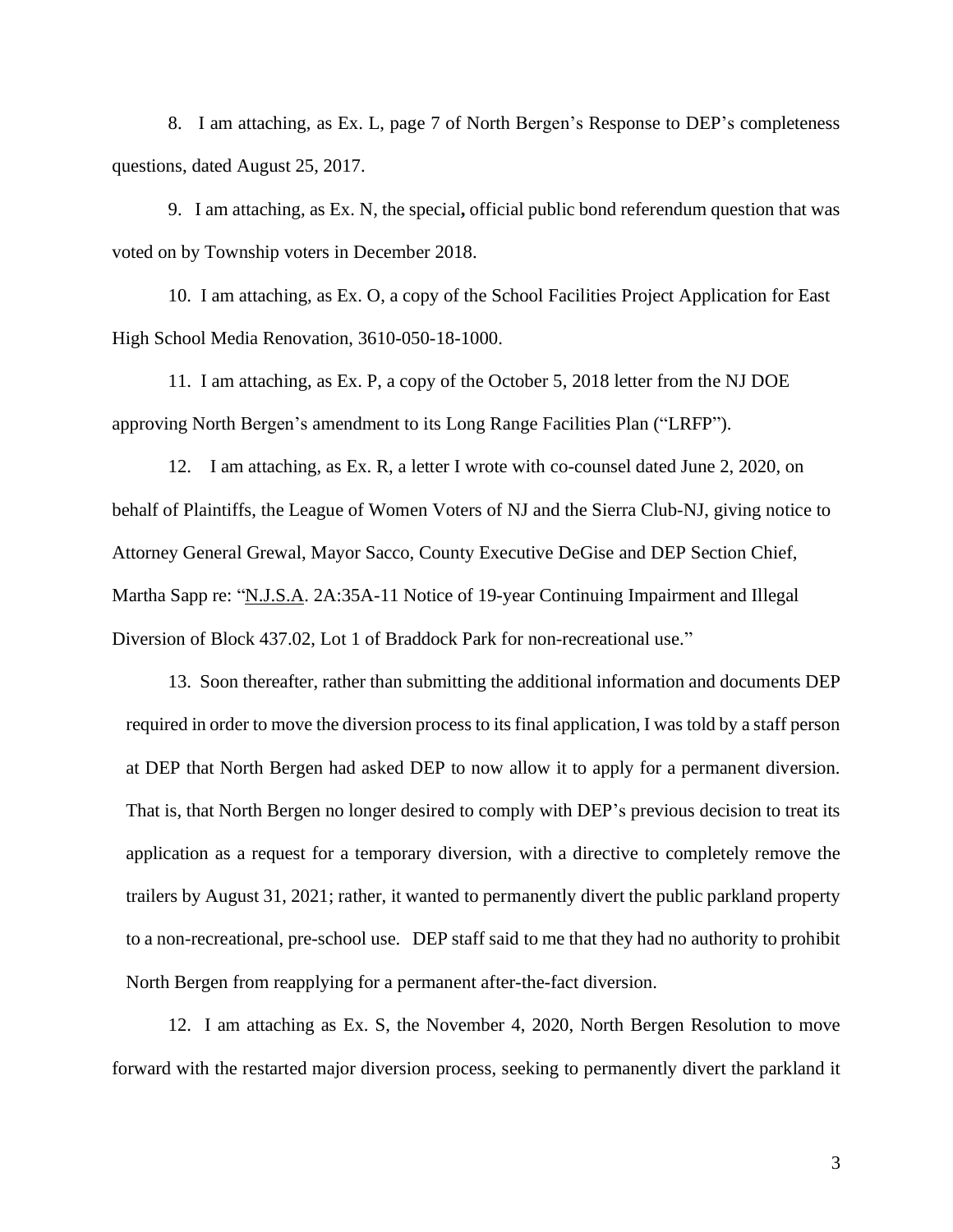8. I am attaching, as Ex. L, page 7 of North Bergen's Response to DEP's completeness questions, dated August 25, 2017.

9. I am attaching, as Ex. N, the special**,** official public bond referendum question that was voted on by Township voters in December 2018.

10. I am attaching, as Ex. O, a copy of the School Facilities Project Application for East High School Media Renovation, 3610-050-18-1000.

11. I am attaching, as Ex. P, a copy of the October 5, 2018 letter from the NJ DOE approving North Bergen's amendment to its Long Range Facilities Plan ("LRFP").

12. I am attaching, as Ex. R, a letter I wrote with co-counsel dated June 2, 2020, on behalf of Plaintiffs, the League of Women Voters of NJ and the Sierra Club-NJ, giving notice to Attorney General Grewal, Mayor Sacco, County Executive DeGise and DEP Section Chief, Martha Sapp re: "N.J.S.A. 2A:35A-11 Notice of 19-year Continuing Impairment and Illegal Diversion of Block 437.02, Lot 1 of Braddock Park for non-recreational use."

13. Soon thereafter, rather than submitting the additional information and documents DEP required in order to move the diversion process to its final application, I was told by a staff person at DEP that North Bergen had asked DEP to now allow it to apply for a permanent diversion. That is, that North Bergen no longer desired to comply with DEP's previous decision to treat its application as a request for a temporary diversion, with a directive to completely remove the trailers by August 31, 2021; rather, it wanted to permanently divert the public parkland property to a non-recreational, pre-school use. DEP staff said to me that they had no authority to prohibit North Bergen from reapplying for a permanent after-the-fact diversion.

12. I am attaching as Ex. S, the November 4, 2020, North Bergen Resolution to move forward with the restarted major diversion process, seeking to permanently divert the parkland it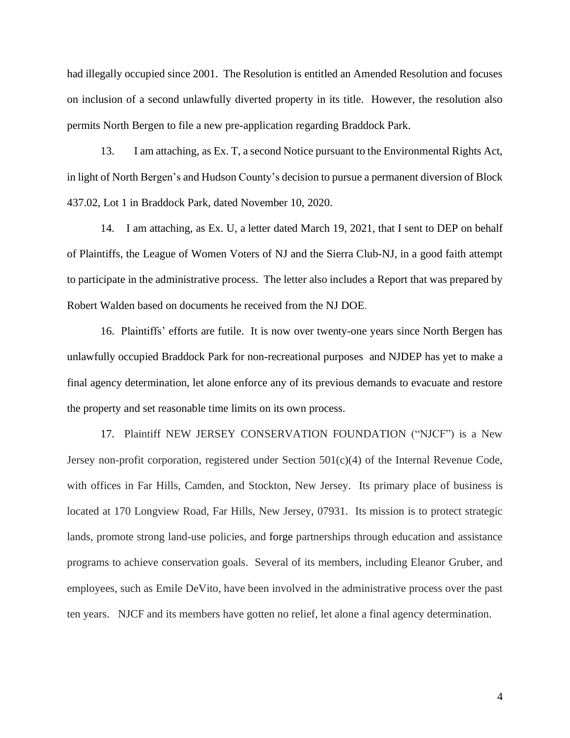had illegally occupied since 2001. The Resolution is entitled an Amended Resolution and focuses on inclusion of a second unlawfully diverted property in its title. However, the resolution also permits North Bergen to file a new pre-application regarding Braddock Park.

13. I am attaching, as Ex. T, a second Notice pursuant to the Environmental Rights Act, in light of North Bergen's and Hudson County's decision to pursue a permanent diversion of Block 437.02, Lot 1 in Braddock Park, dated November 10, 2020.

14. I am attaching, as Ex. U, a letter dated March 19, 2021, that I sent to DEP on behalf of Plaintiffs, the League of Women Voters of NJ and the Sierra Club-NJ, in a good faith attempt to participate in the administrative process. The letter also includes a Report that was prepared by Robert Walden based on documents he received from the NJ DOE.

16. Plaintiffs' efforts are futile. It is now over twenty-one years since North Bergen has unlawfully occupied Braddock Park for non-recreational purposes and NJDEP has yet to make a final agency determination, let alone enforce any of its previous demands to evacuate and restore the property and set reasonable time limits on its own process.

17. Plaintiff NEW JERSEY CONSERVATION FOUNDATION ("NJCF") is a New Jersey non-profit corporation, registered under Section 501(c)(4) of the Internal Revenue Code, with offices in Far Hills, Camden, and Stockton, New Jersey. Its primary place of business is located at 170 Longview Road, Far Hills, New Jersey, 07931. Its mission is to protect strategic lands, promote strong land-use policies, and forge partnerships through education and assistance programs to achieve conservation goals. Several of its members, including Eleanor Gruber, and employees, such as Emile DeVito, have been involved in the administrative process over the past ten years. NJCF and its members have gotten no relief, let alone a final agency determination.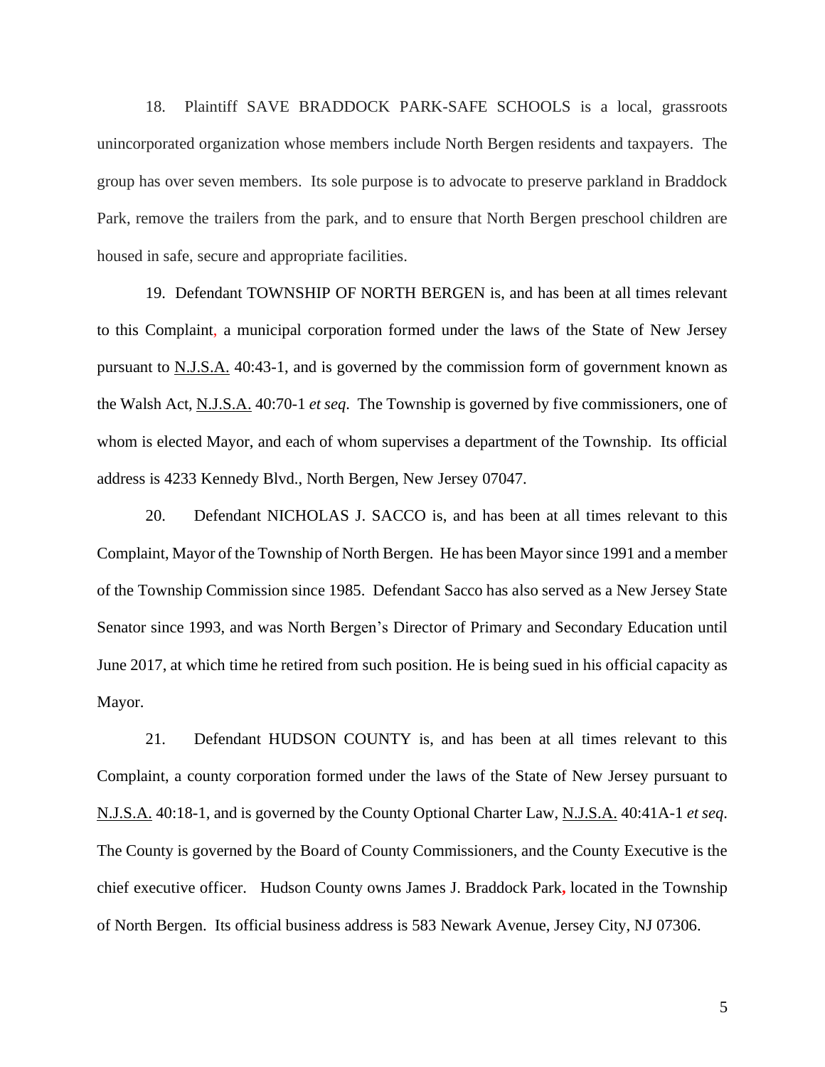18. Plaintiff SAVE BRADDOCK PARK-SAFE SCHOOLS is a local, grassroots unincorporated organization whose members include North Bergen residents and taxpayers. The group has over seven members. Its sole purpose is to advocate to preserve parkland in Braddock Park, remove the trailers from the park, and to ensure that North Bergen preschool children are housed in safe, secure and appropriate facilities.

19. Defendant TOWNSHIP OF NORTH BERGEN is, and has been at all times relevant to this Complaint, a municipal corporation formed under the laws of the State of New Jersey pursuant to N.J.S.A. 40:43-1, and is governed by the commission form of government known as the Walsh Act, N.J.S.A. 40:70-1 *et seq*. The Township is governed by five commissioners, one of whom is elected Mayor, and each of whom supervises a department of the Township. Its official address is 4233 Kennedy Blvd., North Bergen, New Jersey 07047.

20. Defendant NICHOLAS J. SACCO is, and has been at all times relevant to this Complaint, Mayor of the Township of North Bergen. He has been Mayor since 1991 and a member of the Township Commission since 1985. Defendant Sacco has also served as a New Jersey State Senator since 1993, and was North Bergen's Director of Primary and Secondary Education until June 2017, at which time he retired from such position. He is being sued in his official capacity as Mayor.

21. Defendant HUDSON COUNTY is, and has been at all times relevant to this Complaint, a county corporation formed under the laws of the State of New Jersey pursuant to N.J.S.A. 40:18-1, and is governed by the County Optional Charter Law, N.J.S.A. 40:41A-1 *et seq*. The County is governed by the Board of County Commissioners, and the County Executive is the chief executive officer. Hudson County owns James J. Braddock Park, located in the Township of North Bergen. Its official business address is 583 Newark Avenue, Jersey City, NJ 07306.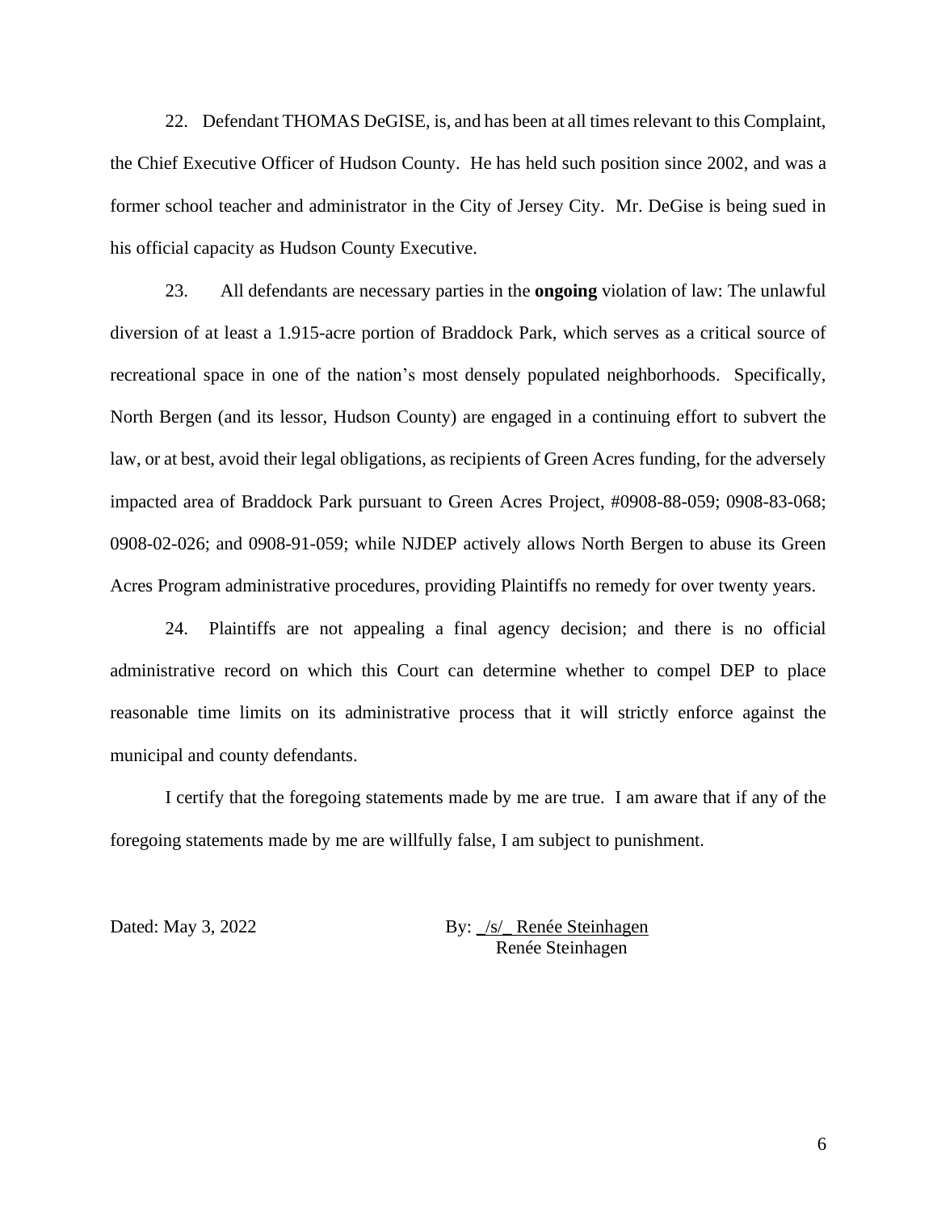22. Defendant THOMAS DeGISE, is, and has been at all times relevant to this Complaint, the Chief Executive Officer of Hudson County. He has held such position since 2002, and was a former school teacher and administrator in the City of Jersey City. Mr. DeGise is being sued in his official capacity as Hudson County Executive.

23. All defendants are necessary parties in the **ongoing** violation of law: The unlawful diversion of at least a 1.915-acre portion of Braddock Park, which serves as a critical source of recreational space in one of the nation's most densely populated neighborhoods. Specifically, North Bergen (and its lessor, Hudson County) are engaged in a continuing effort to subvert the law, or at best, avoid their legal obligations, as recipients of Green Acres funding, for the adversely impacted area of Braddock Park pursuant to Green Acres Project, #0908-88-059; 0908-83-068; 0908-02-026; and 0908-91-059; while NJDEP actively allows North Bergen to abuse its Green Acres Program administrative procedures, providing Plaintiffs no remedy for over twenty years.

24. Plaintiffs are not appealing a final agency decision; and there is no official administrative record on which this Court can determine whether to compel DEP to place reasonable time limits on its administrative process that it will strictly enforce against the municipal and county defendants.

I certify that the foregoing statements made by me are true. I am aware that if any of the foregoing statements made by me are willfully false, I am subject to punishment.

Dated: May 3, 2022

By: _/s/_ Renée Steinhagen
Renée Steinhagen